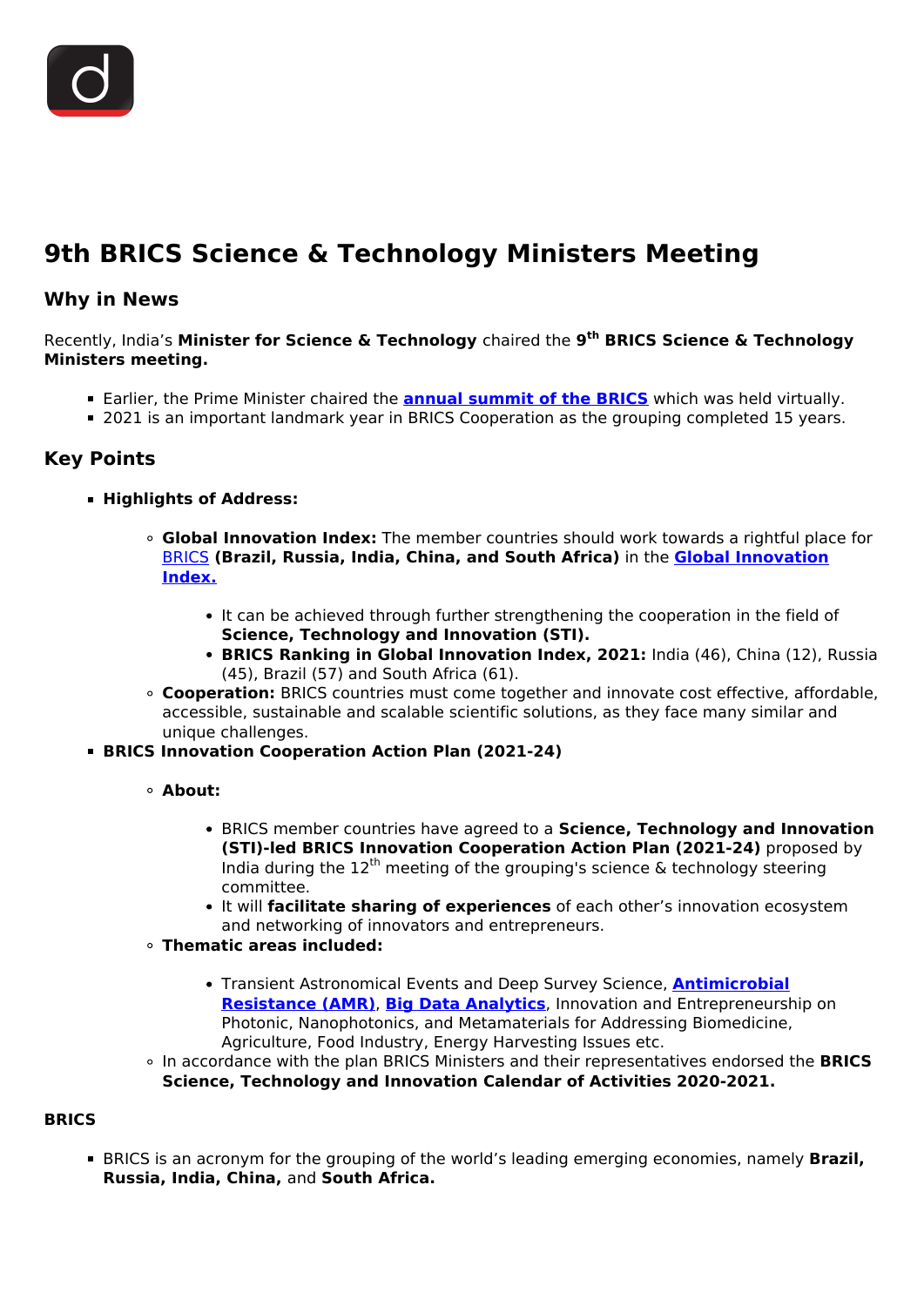# 9th BRICS Science & Technology Ministers Meeting

## Why in News

Recently, India's **Minister for Science & Technology** chaired the **9th BRICS Science & Technology Ministers meeting.**

- Earlier, the Prime Minister chaired the **annual summit of the BRICS** which was held virtually.
- 2021 is an important landmark year in BRICS Cooperation as the grouping completed 15 years.

## Key Points

- **Highlights of Address:**
  - **Global Innovation Index:** The member countries should work towards a rightful place for BRICS **(Brazil, Russia, India, China, and South Africa)** in the **Global Innovation Index.**
    - It can be achieved through further strengthening the cooperation in the field of **Science, Technology and Innovation (STI).**
    - **BRICS Ranking in Global Innovation Index, 2021:** India (46), China (12), Russia (45), Brazil (57) and South Africa (61).
  - **Cooperation:** BRICS countries must come together and innovate cost effective, affordable, accessible, sustainable and scalable scientific solutions, as they face many similar and unique challenges.
- **BRICS Innovation Cooperation Action Plan (2021-24)**
  - **About:**
    - BRICS member countries have agreed to a **Science, Technology and Innovation (STI)-led BRICS Innovation Cooperation Action Plan (2021-24)** proposed by India during the 12th meeting of the grouping's science & technology steering committee.
    - It will **facilitate sharing of experiences** of each other's innovation ecosystem and networking of innovators and entrepreneurs.
  - **Thematic areas included:**
    - Transient Astronomical Events and Deep Survey Science, **Antimicrobial Resistance (AMR)**, **Big Data Analytics**, Innovation and Entrepreneurship on Photonic, Nanophotonics, and Metamaterials for Addressing Biomedicine, Agriculture, Food Industry, Energy Harvesting Issues etc.
  - In accordance with the plan BRICS Ministers and their representatives endorsed the **BRICS Science, Technology and Innovation Calendar of Activities 2020-2021.**

**BRICS**

- BRICS is an acronym for the grouping of the world's leading emerging economies, namely **Brazil, Russia, India, China,** and **South Africa.**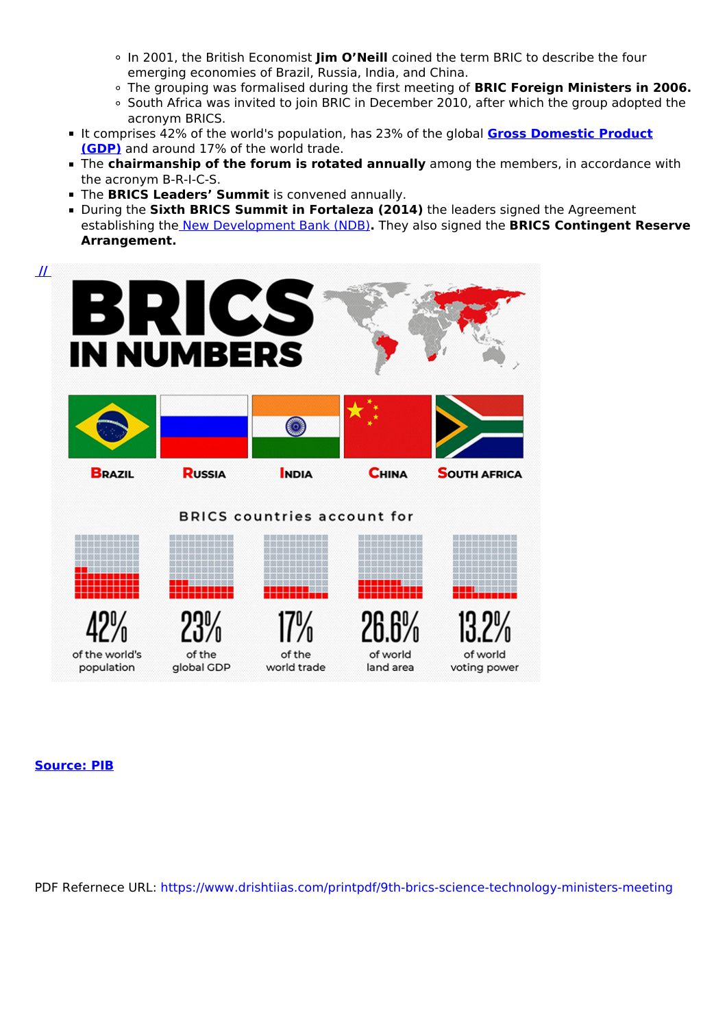- In 2001, the British Economist **Jim O'Neill** coined the term BRIC to describe the four emerging economies of Brazil, Russia, India, and China.
- The grouping was formalised during the first meeting of **BRIC Foreign Ministers in 2006.**
- South Africa was invited to join BRIC in December 2010, after which the group adopted the acronym BRICS.

- It comprises 42% of the world's population, has 23% of the global **Gross Domestic Product (GDP)** and around 17% of the world trade.
- The **chairmanship of the forum is rotated annually** among the members, in accordance with the acronym B-R-I-C-S.
- The **BRICS Leaders' Summit** is convened annually.
- During the **Sixth BRICS Summit in Fortaleza (2014)** the leaders signed the Agreement establishing the New Development Bank (NDB)**.** They also signed the **BRICS Contingent Reserve Arrangement.**

//

BRICS IN NUMBERS

BRAZIL RUSSIA INDIA CHINA SOUTH AFRICA

BRICS countries account for

42% of the world's population

23% of the global GDP

17% of the world trade

26.6% of world land area

13.2% of world voting power

**Source: PIB**

PDF Refernece URL: https://www.drishtiias.com/printpdf/9th-brics-science-technology-ministers-meeting